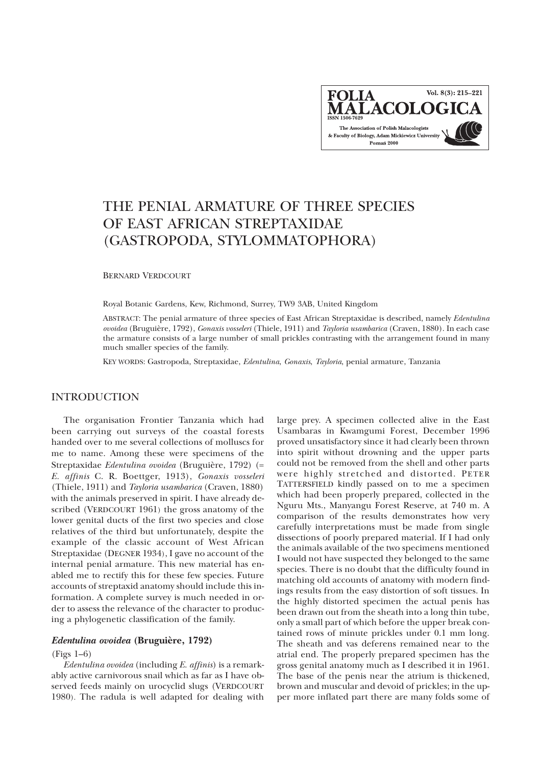# THE PENIAL ARMATURE OF THREE SPECIES OF EAST AFRICAN STREPTAXIDAE (GASTROPODA, STYLOMMATOPHORA)

BERNARD VERDCOURT

Royal Botanic Gardens, Kew, Richmond, Surrey, TW9 3AB, United Kingdom

ABSTRACT: The penial armature of three species of East African Streptaxidae is described, namely *Edentulina ovoidea* (Bruguière, 1792), *Gonaxis vosseleri* (Thiele, 1911) and *Tayloria usambarica* (Craven, 1880). In each case the armature consists of a large number of small prickles contrasting with the arrangement found in many much smaller species of the family.

KEY WORDS: Gastropoda, Streptaxidae, *Edentulina*, *Gonaxis*, *Tayloria*, penial armature, Tanzania

## INTRODUCTION

The organisation Frontier Tanzania which had been carrying out surveys of the coastal forests handed over to me several collections of molluscs for me to name. Among these were specimens of the Streptaxidae *Edentulina ovoidea* (Bruguière, 1792) (= *E. affinis* C. R. Boettger, 1913), *Gonaxis vosseleri* (Thiele, 1911) and *Tayloria usambarica* (Craven, 1880) with the animals preserved in spirit. I have already described (VERDCOURT 1961) the gross anatomy of the lower genital ducts of the first two species and close relatives of the third but unfortunately, despite the example of the classic account of West African Streptaxidae (DEGNER 1934), I gave no account of the internal penial armature. This new material has enabled me to rectify this for these few species. Future accounts of streptaxid anatomy should include this information. A complete survey is much needed in order to assess the relevance of the character to producing a phylogenetic classification of the family.

### *Edentulina ovoidea* (Bruguière, 1792)

(Figs 1–6)

*Edentulina ovoidea* (including *E. affinis*) is a remarkably active carnivorous snail which as far as I have observed feeds mainly on urocyclid slugs (VERDCOURT 1980). The radula is well adapted for dealing with large prey. A specimen collected alive in the East Usambaras in Kwamgumi Forest, December 1996 proved unsatisfactory since it had clearly been thrown into spirit without drowning and the upper parts could not be removed from the shell and other parts were highly stretched and distorted. PETER TATTERSFIELD kindly passed on to me a specimen which had been properly prepared, collected in the Nguru Mts., Manyangu Forest Reserve, at 740 m. A comparison of the results demonstrates how very carefully interpretations must be made from single dissections of poorly prepared material. If I had only the animals available of the two specimens mentioned I would not have suspected they belonged to the same species. There is no doubt that the difficulty found in matching old accounts of anatomy with modern findings results from the easy distortion of soft tissues. In the highly distorted specimen the actual penis has been drawn out from the sheath into a long thin tube, only a small part of which before the upper break contained rows of minute prickles under 0.1 mm long. The sheath and vas deferens remained near to the atrial end. The properly prepared specimen has the gross genital anatomy much as I described it in 1961. The base of the penis near the atrium is thickened, brown and muscular and devoid of prickles; in the upper more inflated part there are many folds some of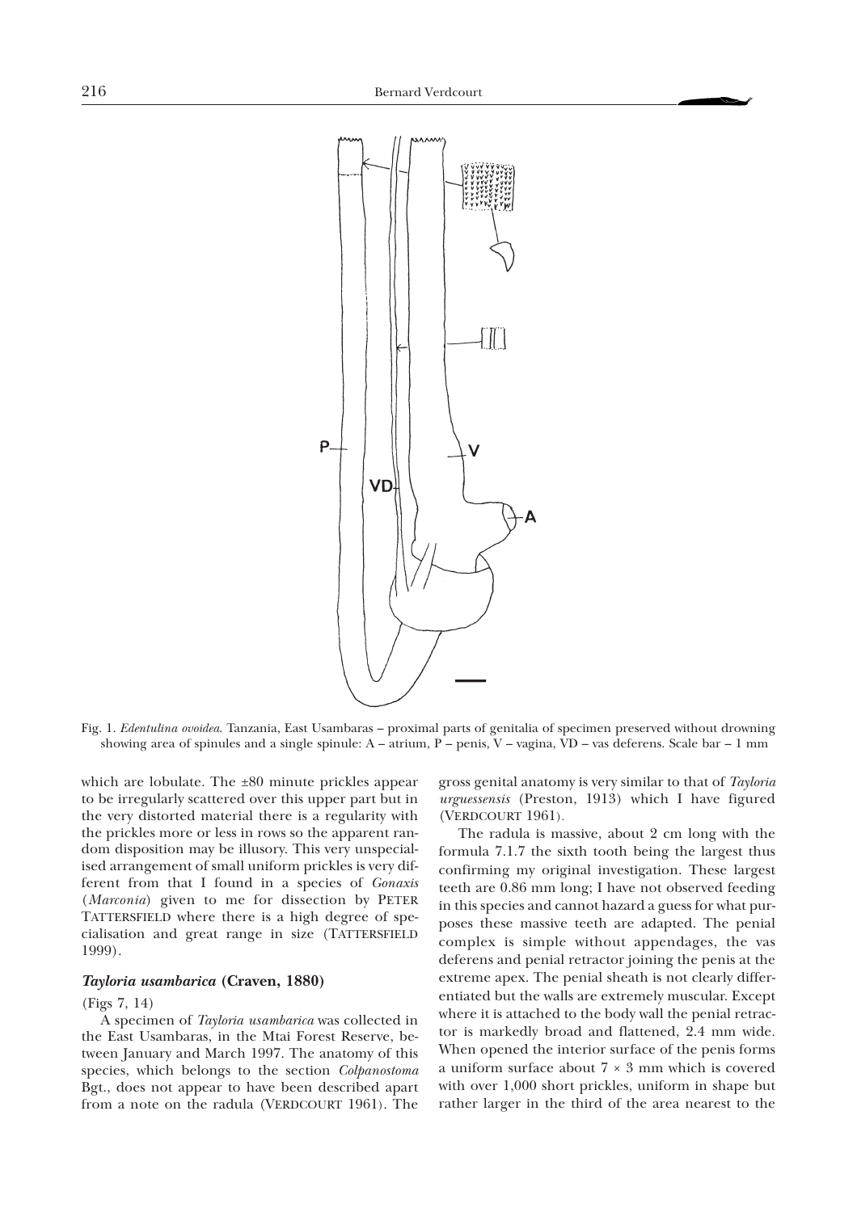Fig. 1. *Edentulina ovoidea*. Tanzania, East Usambaras – proximal parts of genitalia of specimen preserved without drowning showing area of spinules and a single spinule: A – atrium, P – penis, V – vagina, VD – vas deferens. Scale bar – 1 mm

which are lobulate. The ±80 minute prickles appear to be irregularly scattered over this upper part but in the very distorted material there is a regularity with the prickles more or less in rows so the apparent random disposition may be illusory. This very unspecialised arrangement of small uniform prickles is very different from that I found in a species of *Gonaxis* (*Marconia*) given to me for dissection by PETER TATTERSFIELD where there is a high degree of specialisation and great range in size (TATTERSFIELD 1999).

### *Tayloria usambarica* (Craven, 1880)

(Figs 7, 14)

A specimen of *Tayloria usambarica* was collected in the East Usambaras, in the Mtai Forest Reserve, between January and March 1997. The anatomy of this species, which belongs to the section *Colpanostoma* Bgt., does not appear to have been described apart from a note on the radula (VERDCOURT 1961). The gross genital anatomy is very similar to that of *Tayloria urguessensis* (Preston, 1913) which I have figured (VERDCOURT 1961).

The radula is massive, about 2 cm long with the formula 7.1.7 the sixth tooth being the largest thus confirming my original investigation. These largest teeth are 0.86 mm long; I have not observed feeding in this species and cannot hazard a guess for what purposes these massive teeth are adapted. The penial complex is simple without appendages, the vas deferens and penial retractor joining the penis at the extreme apex. The penial sheath is not clearly differentiated but the walls are extremely muscular. Except where it is attached to the body wall the penial retractor is markedly broad and flattened, 2.4 mm wide. When opened the interior surface of the penis forms a uniform surface about 7 × 3 mm which is covered with over 1,000 short prickles, uniform in shape but rather larger in the third of the area nearest to the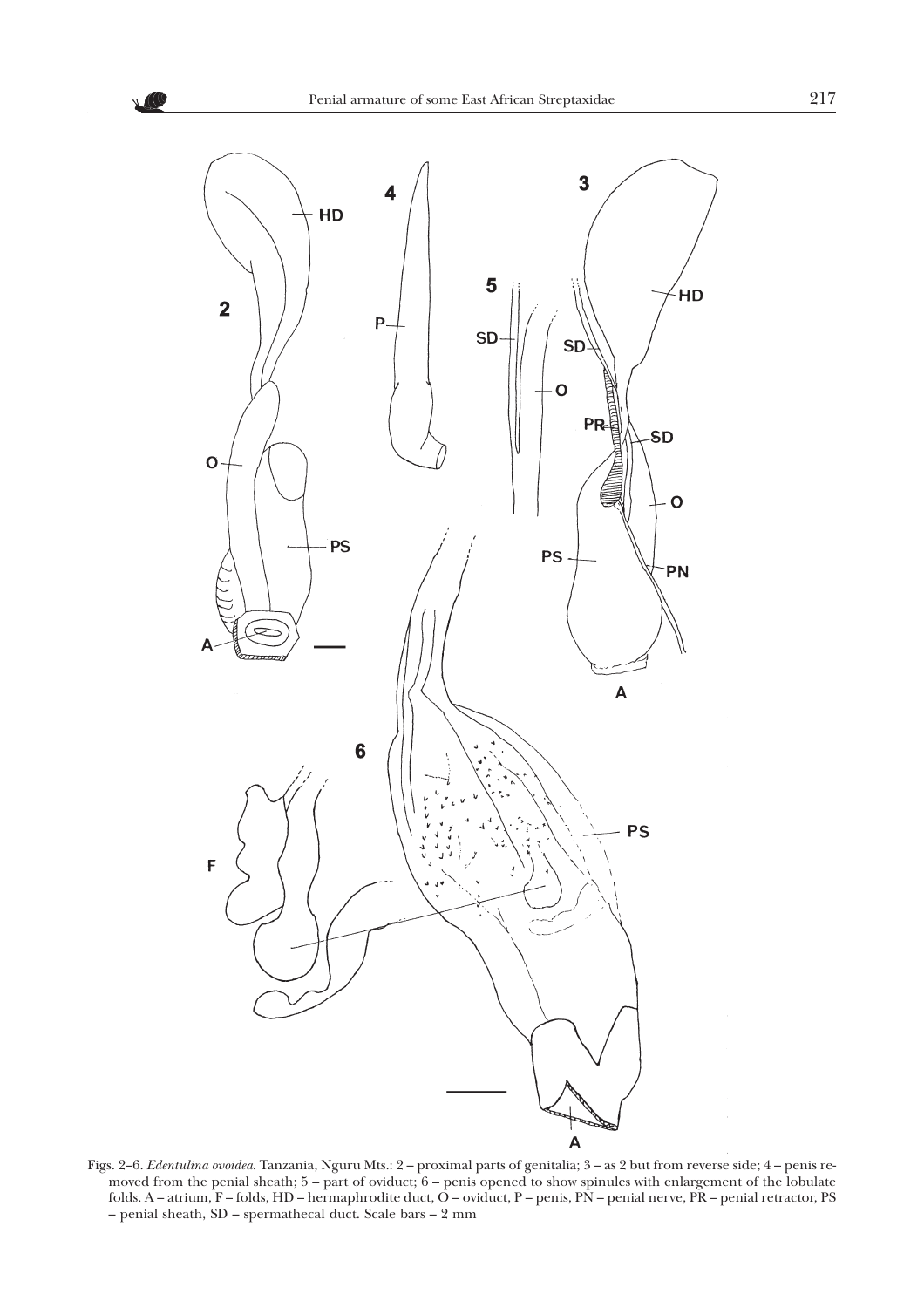Figs. 2–6. *Edentulina ovoidea*. Tanzania, Nguru Mts.: 2 – proximal parts of genitalia; 3 – as 2 but from reverse side; 4 – penis removed from the penial sheath; 5 – part of oviduct; 6 – penis opened to show spinules with enlargement of the lobulate folds. A – atrium, F – folds, HD – hermaphrodite duct, O – oviduct, P – penis, PN – penial nerve, PR – penial retractor, PS – penial sheath, SD – spermathecal duct. Scale bars – 2 mm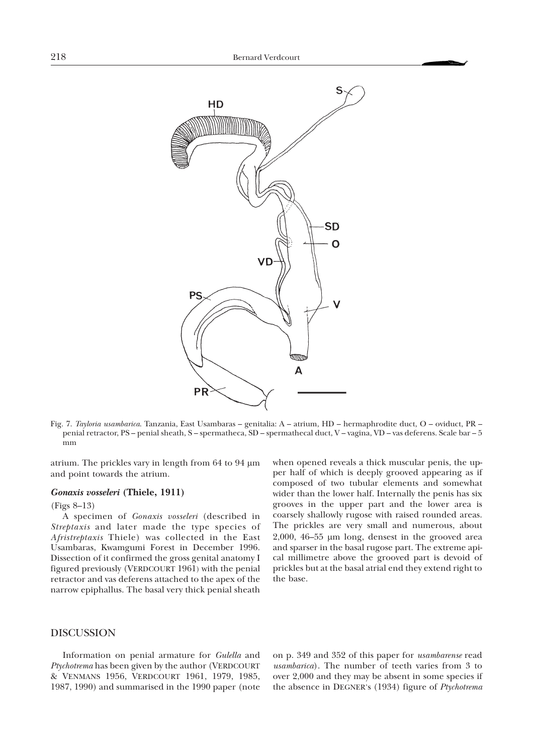Fig. 7. *Tayloria usambarica*. Tanzania, East Usambaras – genitalia: A – atrium, HD – hermaphrodite duct, O – oviduct, PR – penial retractor, PS – penial sheath, S – spermatheca, SD – spermathecal duct, V – vagina, VD – vas deferens. Scale bar – 5 mm

atrium. The prickles vary in length from 64 to 94 μm and point towards the atrium.

### *Gonaxis vosseleri* (Thiele, 1911)

(Figs 8–13)

A specimen of *Gonaxis vosseleri* (described in *Streptaxis* and later made the type species of *Afristreptaxis* Thiele) was collected in the East Usambaras, Kwamgumi Forest in December 1996. Dissection of it confirmed the gross genital anatomy I figured previously (VERDCOURT 1961) with the penial retractor and vas deferens attached to the apex of the narrow epiphallus. The basal very thick penial sheath when opened reveals a thick muscular penis, the upper half of which is deeply grooved appearing as if composed of two tubular elements and somewhat wider than the lower half. Internally the penis has six grooves in the upper part and the lower area is coarsely shallowly rugose with raised rounded areas. The prickles are very small and numerous, about 2,000, 46–55 μm long, densest in the grooved area and sparser in the basal rugose part. The extreme apical millimetre above the grooved part is devoid of prickles but at the basal atrial end they extend right to the base.

## DISCUSSION

Information on penial armature for *Gulella* and *Ptychotrema* has been given by the author (VERDCOURT & VENMANS 1956, VERDCOURT 1961, 1979, 1985, 1987, 1990) and summarised in the 1990 paper (note on p. 349 and 352 of this paper for *usambarense* read *usambarica*). The number of teeth varies from 3 to over 2,000 and they may be absent in some species if the absence in DEGNER's (1934) figure of *Ptychotrema*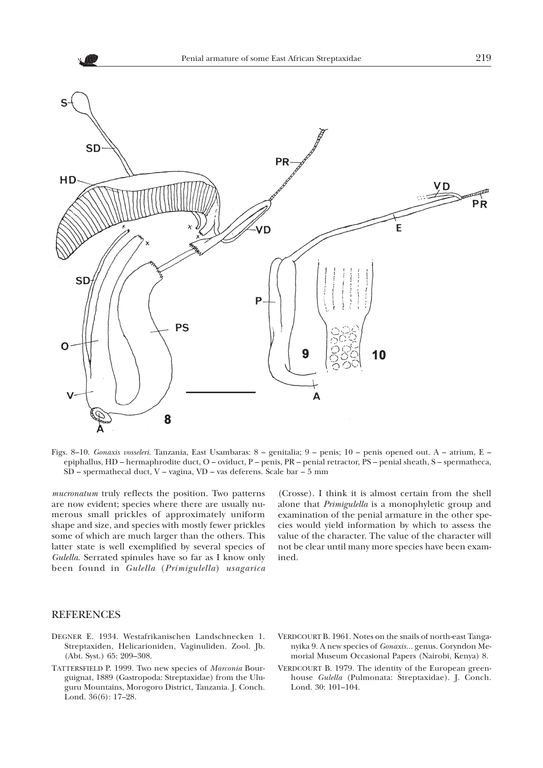Figs. 8–10. *Gonaxis vosseleri*. Tanzania, East Usambaras: 8 – genitalia; 9 – penis; 10 – penis opened out. A – atrium, E – epiphallus, HD – hermaphrodite duct, O – oviduct, P – penis, PR – penial retractor, PS – penial sheath, S – spermatheca, SD – spermathecal duct, V – vagina, VD – vas deferens. Scale bar – 5 mm

*mucronatum* truly reflects the position. Two patterns are now evident; species where there are usually numerous small prickles of approximately uniform shape and size, and species with mostly fewer prickles some of which are much larger than the others. This latter state is well exemplified by several species of *Gulella*. Serrated spinules have so far as I know only been found in *Gulella* (*Primigulella*) *usagarica* (Crosse). I think it is almost certain from the shell alone that *Primigulella* is a monophyletic group and examination of the penial armature in the other species would yield information by which to assess the value of the character. The value of the character will not be clear until many more species have been examined.

## REFERENCES

DEGNER E. 1934. Westafrikanischen Landschnecken 1. Streptaxiden, Helicarioniden, Vaginuliden. Zool. Jb. (Abt. Syst.) 65: 209–308.

TATTERSFIELD P. 1999. Two new species of *Marconia* Bourguignat, 1889 (Gastropoda: Streptaxidae) from the Uluguru Mountains, Morogoro District, Tanzania. J. Conch. Lond. 36(6): 17–28.

VERDCOURT B. 1961. Notes on the snails of north-east Tanganyika 9. A new species of *Gonaxis*... genus. Coryndon Memorial Museum Occasional Papers (Nairobi, Kenya) 8.

VERDCOURT B. 1979. The identity of the European greenhouse *Gulella* (Pulmonata: Streptaxidae). J. Conch. Lond. 30: 101–104.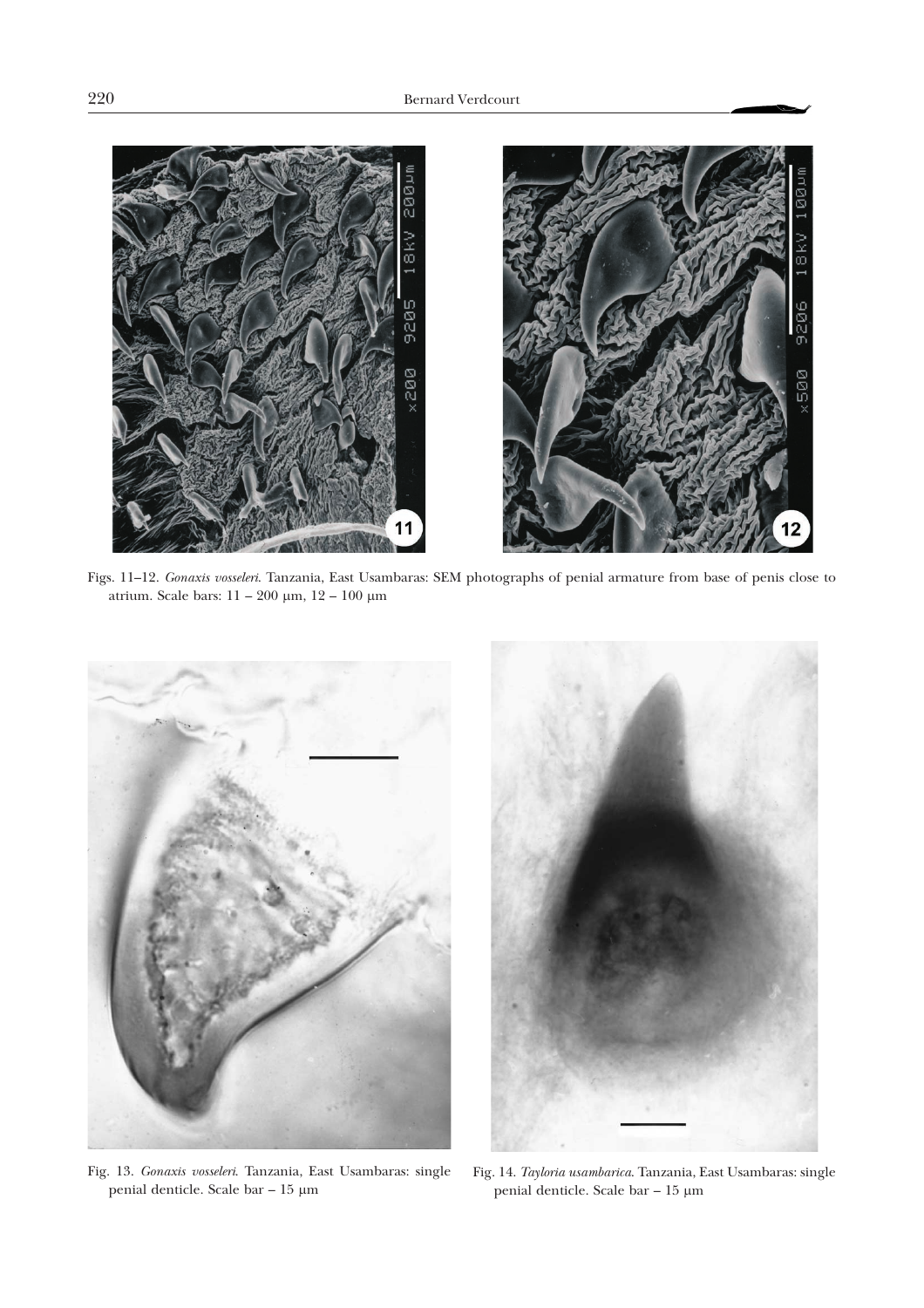Figs. 11–12. *Gonaxis vosseleri*. Tanzania, East Usambaras: SEM photographs of penial armature from base of penis close to atrium. Scale bars: 11 – 200 µm, 12 – 100 µm

Fig. 13. *Gonaxis vosseleri*. Tanzania, East Usambaras: single penial denticle. Scale bar – 15 µm

Fig. 14. *Tayloria usambarica*. Tanzania, East Usambaras: single penial denticle. Scale bar – 15 µm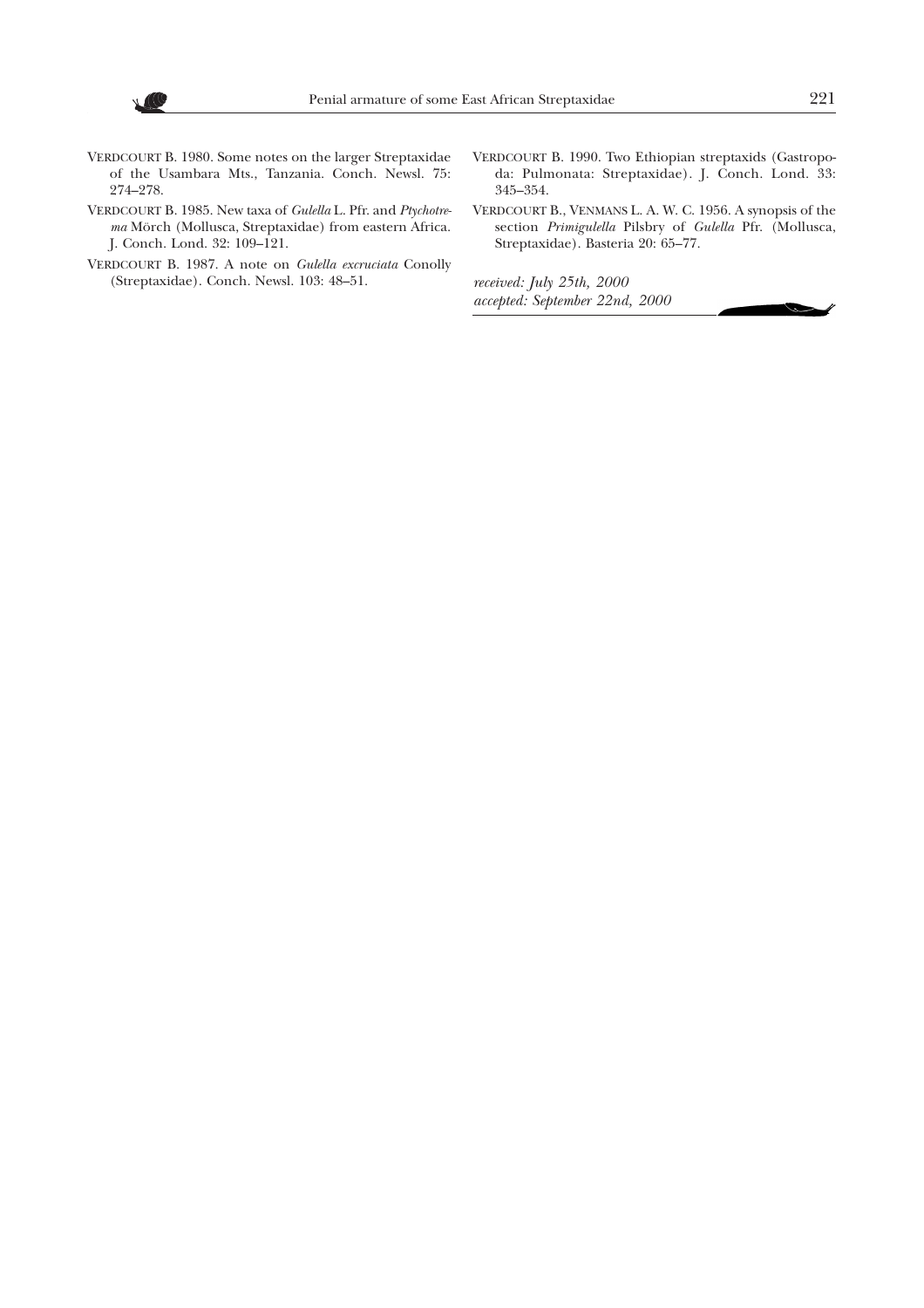VERDCOURT B. 1980. Some notes on the larger Streptaxidae of the Usambara Mts., Tanzania. Conch. Newsl. 75: 274–278.

VERDCOURT B. 1985. New taxa of *Gulella* L. Pfr. and *Ptychotrema* Mörch (Mollusca, Streptaxidae) from eastern Africa. J. Conch. Lond. 32: 109–121.

VERDCOURT B. 1987. A note on *Gulella excruciata* Conolly (Streptaxidae). Conch. Newsl. 103: 48–51.

VERDCOURT B. 1990. Two Ethiopian streptaxids (Gastropoda: Pulmonata: Streptaxidae). J. Conch. Lond. 33: 345–354.

VERDCOURT B., VENMANS L. A. W. C. 1956. A synopsis of the section *Primigulella* Pilsbry of *Gulella* Pfr. (Mollusca, Streptaxidae). Basteria 20: 65–77.

*received: July 25th, 2000*
*accepted: September 22nd, 2000*